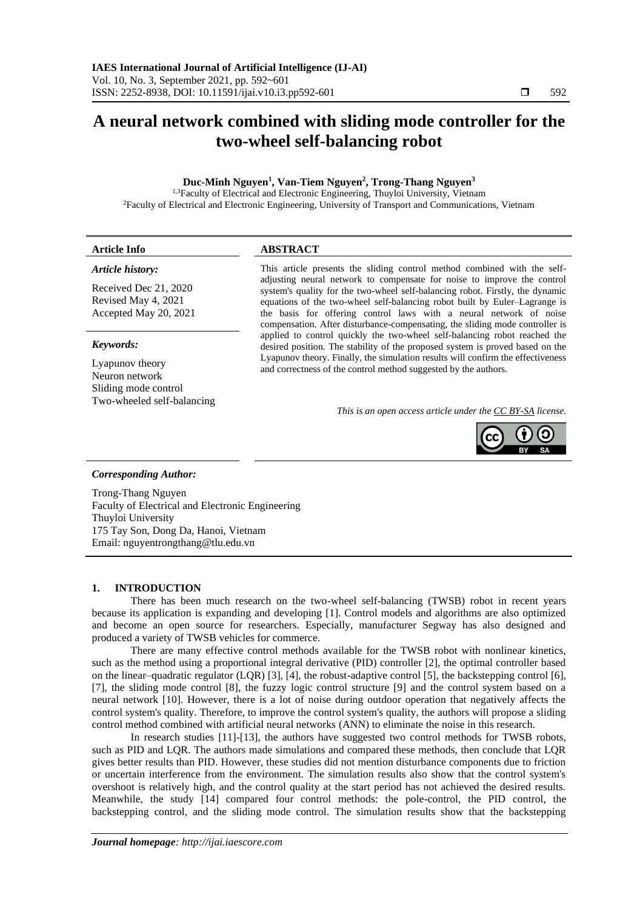# A neural network combined with sliding mode controller for the two-wheel self-balancing robot

**Duc-Minh Nguyen[1], Van-Tiem Nguyen[2], Trong-Thang Nguyen[3]**

[1,3]Faculty of Electrical and Electronic Engineering, Thuyloi University, Vietnam
[2]Faculty of Electrical and Electronic Engineering, University of Transport and Communications, Vietnam

**Article Info**

***Article history:***

Received Dec 21, 2020
Revised May 4, 2021
Accepted May 20, 2021

***Keywords:***

Lyapunov theory
Neuron network
Sliding mode control
Two-wheeled self-balancing

**ABSTRACT**

This article presents the sliding control method combined with the self-adjusting neural network to compensate for noise to improve the control system's quality for the two-wheel self-balancing robot. Firstly, the dynamic equations of the two-wheel self-balancing robot built by Euler–Lagrange is the basis for offering control laws with a neural network of noise compensation. After disturbance-compensating, the sliding mode controller is applied to control quickly the two-wheel self-balancing robot reached the desired position. The stability of the proposed system is proved based on the Lyapunov theory. Finally, the simulation results will confirm the effectiveness and correctness of the control method suggested by the authors.

*This is an open access article under the CC BY-SA license.*

***Corresponding Author:***

Trong-Thang Nguyen
Faculty of Electrical and Electronic Engineering
Thuyloi University
175 Tay Son, Dong Da, Hanoi, Vietnam
Email: nguyentrongthang@tlu.edu.vn

## 1. INTRODUCTION

There has been much research on the two-wheel self-balancing (TWSB) robot in recent years because its application is expanding and developing [1]. Control models and algorithms are also optimized and become an open source for researchers. Especially, manufacturer Segway has also designed and produced a variety of TWSB vehicles for commerce.

There are many effective control methods available for the TWSB robot with nonlinear kinetics, such as the method using a proportional integral derivative (PID) controller [2], the optimal controller based on the linear–quadratic regulator (LQR) [3], [4], the robust-adaptive control [5], the backstepping control [6], [7], the sliding mode control [8], the fuzzy logic control structure [9] and the control system based on a neural network [10]. However, there is a lot of noise during outdoor operation that negatively affects the control system's quality. Therefore, to improve the control system's quality, the authors will propose a sliding control method combined with artificial neural networks (ANN) to eliminate the noise in this research.

In research studies [11]-[13], the authors have suggested two control methods for TWSB robots, such as PID and LQR. The authors made simulations and compared these methods, then conclude that LQR gives better results than PID. However, these studies did not mention disturbance components due to friction or uncertain interference from the environment. The simulation results also show that the control system's overshoot is relatively high, and the control quality at the start period has not achieved the desired results. Meanwhile, the study [14] compared four control methods: the pole-control, the PID control, the backstepping control, and the sliding mode control. The simulation results show that the backstepping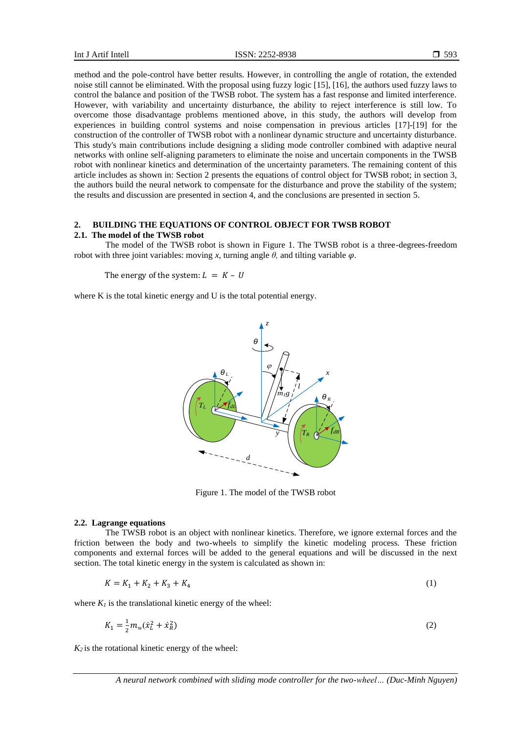method and the pole-control have better results. However, in controlling the angle of rotation, the extended noise still cannot be eliminated. With the proposal using fuzzy logic [15], [16], the authors used fuzzy laws to control the balance and position of the TWSB robot. The system has a fast response and limited interference. However, with variability and uncertainty disturbance, the ability to reject interference is still low. To overcome those disadvantage problems mentioned above, in this study, the authors will develop from experiences in building control systems and noise compensation in previous articles [17]-[19] for the construction of the controller of TWSB robot with a nonlinear dynamic structure and uncertainty disturbance. This study's main contributions include designing a sliding mode controller combined with adaptive neural networks with online self-aligning parameters to eliminate the noise and uncertain components in the TWSB robot with nonlinear kinetics and determination of the uncertainty parameters. The remaining content of this article includes as shown in: Section 2 presents the equations of control object for TWSB robot; in section 3, the authors build the neural network to compensate for the disturbance and prove the stability of the system; the results and discussion are presented in section 4, and the conclusions are presented in section 5.

## 2. BUILDING THE EQUATIONS OF CONTROL OBJECT FOR TWSB ROBOT

### 2.1. The model of the TWSB robot

The model of the TWSB robot is shown in Figure 1. The TWSB robot is a three-degrees-freedom robot with three joint variables: moving $x$, turning angle $\theta$, and tilting variable $\varphi$.

The energy of the system: $L = K - U$

where K is the total kinetic energy and U is the total potential energy.

Figure 1. The model of the TWSB robot

### 2.2. Lagrange equations

The TWSB robot is an object with nonlinear kinetics. Therefore, we ignore external forces and the friction between the body and two-wheels to simplify the kinetic modeling process. These friction components and external forces will be added to the general equations and will be discussed in the next section. The total kinetic energy in the system is calculated as shown in:

$$K = K_1 + K_2 + K_3 + K_4 \tag{1}$$

where $K_1$ is the translational kinetic energy of the wheel:

$$K_1 = \frac{1}{2} m_w (\dot{x}_L^2 + \dot{x}_R^2) \tag{2}$$

$K_2$ is the rotational kinetic energy of the wheel: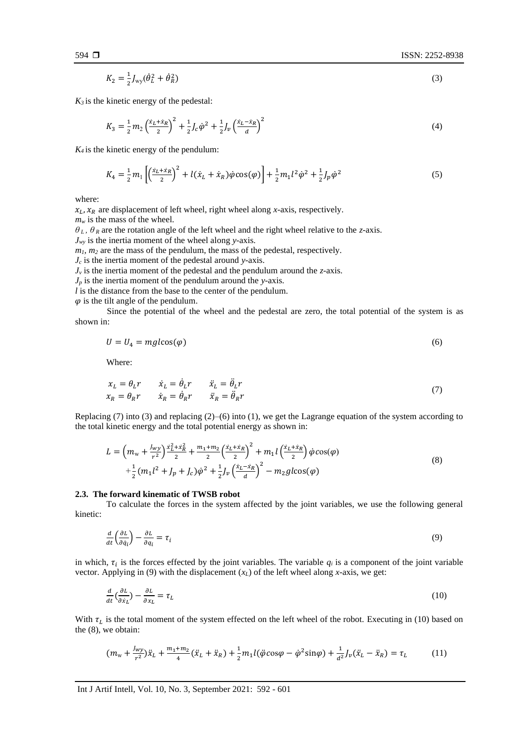$$K_2 = \frac{1}{2} J_{\rm wy}(\dot{\theta}_L^2 + \dot{\theta}_R^2) \tag{3}$$

$K_3$ is the kinetic energy of the pedestal:

$$K_3 = \frac{1}{2} m_2 \left(\frac{\dot{x}_L + \dot{x}_R}{2}\right)^2 + \frac{1}{2} J_c \dot{\varphi}^2 + \frac{1}{2} J_v \left(\frac{\dot{x}_L - \dot{x}_R}{d}\right)^2 \tag{4}$$

$K_4$ is the kinetic energy of the pendulum:

$$K_4 = \frac{1}{2} m_1 \left[\left(\frac{\dot{x}_L + \dot{x}_R}{2}\right)^2 + l(\dot{x}_L + \dot{x}_R)\dot{\varphi}\cos(\varphi)\right] + \frac{1}{2} m_1 l^2 \dot{\varphi}^2 + \frac{1}{2} J_p \dot{\varphi}^2 \tag{5}$$

where:

$x_L, x_R$ are displacement of left wheel, right wheel along *x*-axis, respectively.
$m_w$ is the mass of the wheel.
$\theta_L$, $\theta_R$ are the rotation angle of the left wheel and the right wheel relative to the *z*-axis.
$J_{wy}$ is the inertia moment of the wheel along *y*-axis.
$m_1$, $m_2$ are the mass of the pendulum, the mass of the pedestal, respectively.
$J_c$ is the inertia moment of the pedestal around *y*-axis.
$J_v$ is the inertia moment of the pedestal and the pendulum around the *z*-axis.
$J_p$ is the inertia moment of the pendulum around the *y*-axis.
*l* is the distance from the base to the center of the pendulum.
$\varphi$ is the tilt angle of the pendulum.

Since the potential of the wheel and the pedestal are zero, the total potential of the system is as shown in:

$$U = U_4 = mgl\cos(\varphi) \tag{6}$$

Where:

$$\begin{array}{lll} x_L = \theta_L r & \dot{x}_L = \dot{\theta}_L r & \ddot{x}_L = \ddot{\theta}_L r \\ x_R = \theta_R r & \dot{x}_R = \dot{\theta}_R r & \ddot{x}_R = \ddot{\theta}_R r \end{array} \tag{7}$$

Replacing (7) into (3) and replacing (2)–(6) into (1), we get the Lagrange equation of the system according to the total kinetic energy and the total potential energy as shown in:

$$\begin{aligned} L = &\left(m_{\rm w} + \frac{J_{wy}}{r^2}\right)\frac{\dot{x}_L^2 + \dot{x}_R^2}{2} + \frac{m_1 + m_2}{2}\left(\frac{\dot{x}_L + \dot{x}_R}{2}\right)^2 + m_1 l \left(\frac{\dot{x}_L + \dot{x}_R}{2}\right)\dot{\varphi}\cos(\varphi) \\ &+ \frac{1}{2}(m_1 l^2 + J_p + J_c)\dot{\varphi}^2 + \frac{1}{2} J_v \left(\frac{\dot{x}_L - \dot{x}_R}{d}\right)^2 - m_2 gl\cos(\varphi) \end{aligned} \tag{8}$$

### 2.3. The forward kinematic of TWSB robot

To calculate the forces in the system affected by the joint variables, we use the following general kinetic:

$$\frac{d}{dt}\left(\frac{\partial L}{\partial \dot{q}_i}\right) - \frac{\partial L}{\partial q_i} = \tau_i \tag{9}$$

in which, $\tau_i$ is the forces effected by the joint variables. The variable $q_i$ is a component of the joint variable vector. Applying in (9) with the displacement ($x_L$) of the left wheel along *x*-axis, we get:

$$\frac{d}{dt}\left(\frac{\partial L}{\partial \dot{x}_L}\right) - \frac{\partial L}{\partial x_L} = \tau_L \tag{10}$$

With $\tau_L$ is the total moment of the system effected on the left wheel of the robot. Executing in (10) based on the (8), we obtain:

$$\left(m_{\rm w} + \frac{J_{wy}}{r^2}\right)\ddot{x}_L + \frac{m_1 + m_2}{4}(\ddot{x}_L + \ddot{x}_R) + \frac{1}{2} m_1 l(\ddot{\varphi}\cos\varphi - \dot{\varphi}^2\sin\varphi) + \frac{1}{d^2} J_v(\ddot{x}_L - \ddot{x}_R) = \tau_L \tag{11}$$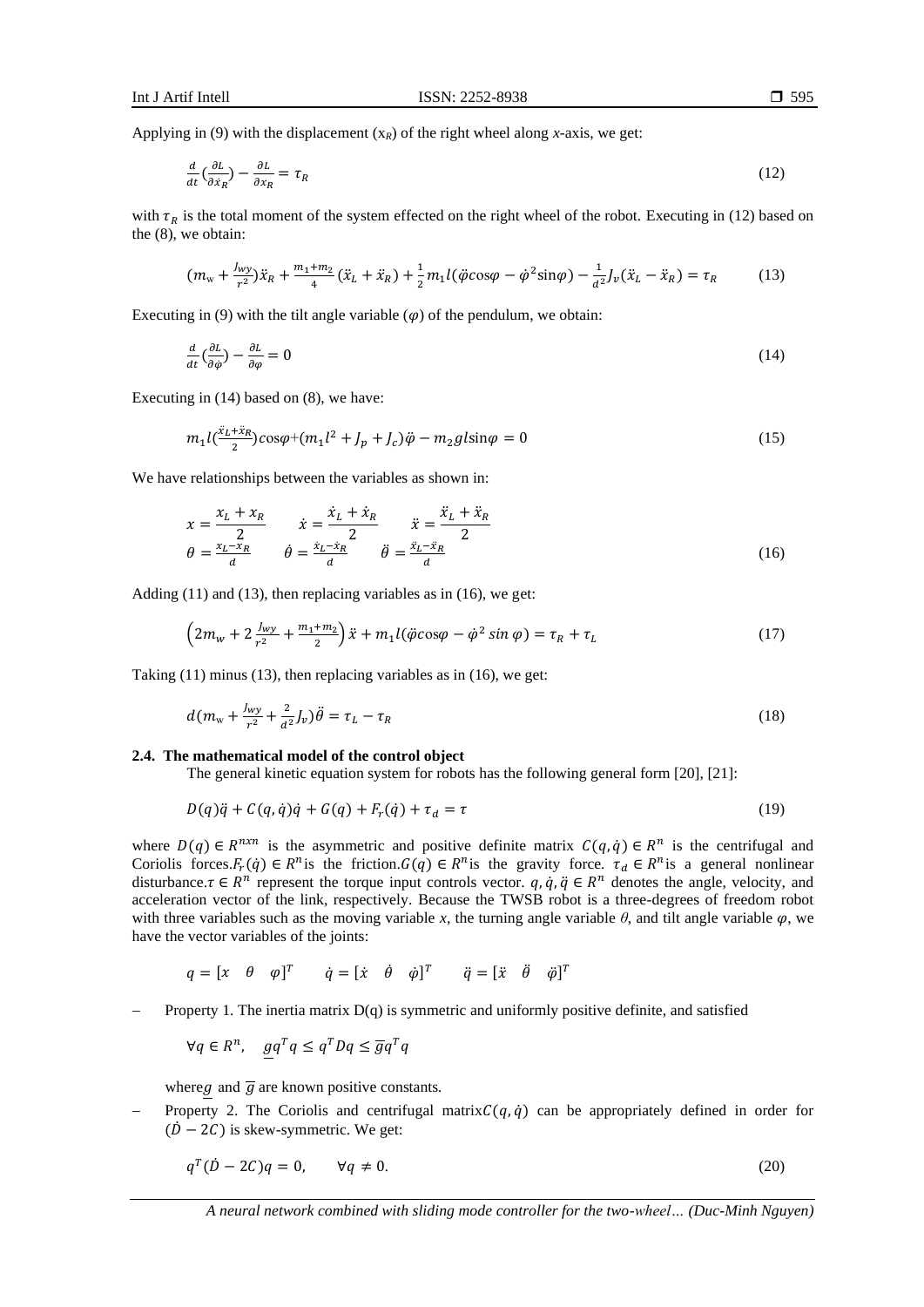Applying in (9) with the displacement ($x_R$) of the right wheel along *x*-axis, we get:

$$\frac{d}{dt}\left(\frac{\partial L}{\partial \dot{x}_R}\right) - \frac{\partial L}{\partial x_R} = \tau_R \tag{12}$$

with $\tau_R$ is the total moment of the system effected on the right wheel of the robot. Executing in (12) based on the (8), we obtain:

$$\left(m_w + \frac{J_{wy}}{r^2}\right)\ddot{x}_R + \frac{m_1+m_2}{4}\left(\ddot{x}_L + \ddot{x}_R\right) + \frac{1}{2}m_1 l\left(\ddot{\varphi}\cos\varphi - \dot{\varphi}^2\sin\varphi\right) - \frac{1}{d^2}J_v\left(\ddot{x}_L - \ddot{x}_R\right) = \tau_R \tag{13}$$

Executing in (9) with the tilt angle variable ($\varphi$) of the pendulum, we obtain:

$$\frac{d}{dt}\left(\frac{\partial L}{\partial \dot{\varphi}}\right) - \frac{\partial L}{\partial \varphi} = 0 \tag{14}$$

Executing in (14) based on (8), we have:

$$m_1 l\left(\frac{\ddot{x}_L + \ddot{x}_R}{2}\right)\cos\varphi + \left(m_1 l^2 + J_p + J_c\right)\ddot{\varphi} - m_2 g l\sin\varphi = 0 \tag{15}$$

We have relationships between the variables as shown in:

$$x = \frac{x_L + x_R}{2} \qquad \dot{x} = \frac{\dot{x}_L + \dot{x}_R}{2} \qquad \ddot{x} = \frac{\ddot{x}_L + \ddot{x}_R}{2}$$
$$\theta = \frac{x_L - x_R}{d} \qquad \dot{\theta} = \frac{\dot{x}_L - \dot{x}_R}{d} \qquad \ddot{\theta} = \frac{\ddot{x}_L - \ddot{x}_R}{d} \tag{16}$$

Adding (11) and (13), then replacing variables as in (16), we get:

$$\left(2m_w + 2\frac{J_{wy}}{r^2} + \frac{m_1+m_2}{2}\right)\ddot{x} + m_1 l\left(\ddot{\varphi}\cos\varphi - \dot{\varphi}^2\sin\varphi\right) = \tau_R + \tau_L \tag{17}$$

Taking (11) minus (13), then replacing variables as in (16), we get:

$$d\left(m_w + \frac{J_{wy}}{r^2} + \frac{2}{d^2}J_v\right)\ddot{\theta} = \tau_L - \tau_R \tag{18}$$

### 2.4. The mathematical model of the control object

The general kinetic equation system for robots has the following general form [20], [21]:

$$D(q)\ddot{q} + C(q,\dot{q})\dot{q} + G(q) + F_r(\dot{q}) + \tau_d = \tau \tag{19}$$

where $D(q) \in R^{nxn}$ is the asymmetric and positive definite matrix $C(q,\dot{q}) \in R^n$ is the centrifugal and Coriolis forces.$F_r(\dot{q}) \in R^n$is the friction.$G(q) \in R^n$is the gravity force. $\tau_d \in R^n$is a general nonlinear disturbance.$\tau \in R^n$ represent the torque input controls vector. $q, \dot{q}, \ddot{q} \in R^n$ denotes the angle, velocity, and acceleration vector of the link, respectively. Because the TWSB robot is a three-degrees of freedom robot with three variables such as the moving variable *x*, the turning angle variable $\theta$, and tilt angle variable $\varphi$, we have the vector variables of the joints:

$$q = [x \quad \theta \quad \varphi]^T \qquad \dot{q} = [\dot{x} \quad \dot{\theta} \quad \dot{\varphi}]^T \qquad \ddot{q} = [\ddot{x} \quad \ddot{\theta} \quad \ddot{\varphi}]^T$$

- Property 1. The inertia matrix D(q) is symmetric and uniformly positive definite, and satisfied

  $$\forall q \in R^n, \quad \underline{g}q^T q \le q^T D q \le \overline{g}q^T q$$

  where$\underline{g}$ and $\overline{g}$ are known positive constants.

- Property 2. The Coriolis and centrifugal matrix$C(q,\dot{q})$ can be appropriately defined in order for $(\dot{D} - 2C)$ is skew-symmetric. We get:

$$q^T(\dot{D} - 2C)q = 0, \qquad \forall q \ne 0. \tag{20}$$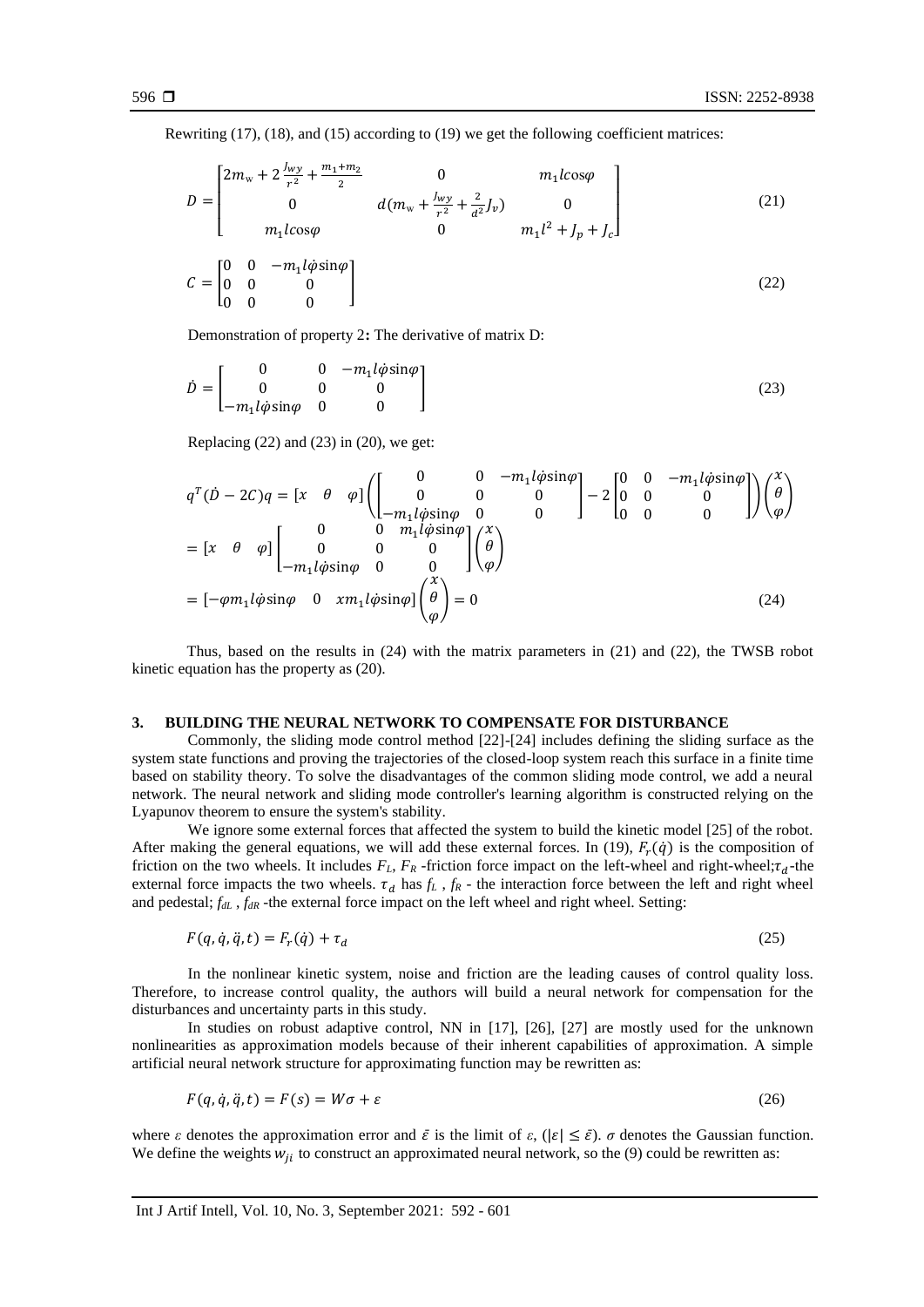Rewriting (17), (18), and (15) according to (19) we get the following coefficient matrices:

$$D = \begin{bmatrix} 2m_w + 2\frac{J_{wy}}{r^2} + \frac{m_1+m_2}{2} & 0 & m_1 l\cos\varphi \\ 0 & d(m_w + \frac{J_{wy}}{r^2} + \frac{2}{d^2}J_v) & 0 \\ m_1 l\cos\varphi & 0 & m_1 l^2 + J_p + J_c \end{bmatrix} \tag{21}$$

$$C = \begin{bmatrix} 0 & 0 & -m_1 l\dot{\varphi}\sin\varphi \\ 0 & 0 & 0 \\ 0 & 0 & 0 \end{bmatrix} \tag{22}$$

Demonstration of property 2**:** The derivative of matrix D:

$$\dot{D} = \begin{bmatrix} 0 & 0 & -m_1 l\dot{\varphi}\sin\varphi \\ 0 & 0 & 0 \\ -m_1 l\dot{\varphi}\sin\varphi & 0 & 0 \end{bmatrix} \tag{23}$$

Replacing (22) and (23) in (20), we get:

$$\begin{aligned} q^T(\dot{D} - 2C)q &= [x \quad \theta \quad \varphi]\left(\begin{bmatrix} 0 & 0 & -m_1 l\dot{\varphi}\sin\varphi \\ 0 & 0 & 0 \\ -m_1 l\dot{\varphi}\sin\varphi & 0 & 0 \end{bmatrix} - 2\begin{bmatrix} 0 & 0 & -m_1 l\dot{\varphi}\sin\varphi \\ 0 & 0 & 0 \\ 0 & 0 & 0 \end{bmatrix}\right)\begin{pmatrix} x \\ \theta \\ \varphi \end{pmatrix} \\ &= [x \quad \theta \quad \varphi]\begin{bmatrix} 0 & 0 & m_1 l\dot{\varphi}\sin\varphi \\ 0 & 0 & 0 \\ -m_1 l\dot{\varphi}\sin\varphi & 0 & 0 \end{bmatrix}\begin{pmatrix} x \\ \theta \\ \varphi \end{pmatrix} \\ &= [-\varphi m_1 l\dot{\varphi}\sin\varphi \quad 0 \quad x m_1 l\dot{\varphi}\sin\varphi]\begin{pmatrix} x \\ \theta \\ \varphi \end{pmatrix} = 0 \end{aligned} \tag{24}$$

Thus, based on the results in (24) with the matrix parameters in (21) and (22), the TWSB robot kinetic equation has the property as (20).

## 3. BUILDING THE NEURAL NETWORK TO COMPENSATE FOR DISTURBANCE

Commonly, the sliding mode control method [22]-[24] includes defining the sliding surface as the system state functions and proving the trajectories of the closed-loop system reach this surface in a finite time based on stability theory. To solve the disadvantages of the common sliding mode control, we add a neural network. The neural network and sliding mode controller's learning algorithm is constructed relying on the Lyapunov theorem to ensure the system's stability.

We ignore some external forces that affected the system to build the kinetic model [25] of the robot. After making the general equations, we will add these external forces. In (19), $F_r(\dot{q})$ is the composition of friction on the two wheels. It includes $F_L$, $F_R$ -friction force impact on the left-wheel and right-wheel;$\tau_d$-the external force impacts the two wheels. $\tau_d$ has $f_L$ , $f_R$ - the interaction force between the left and right wheel and pedestal; $f_{dL}$ , $f_{dR}$ -the external force impact on the left wheel and right wheel. Setting:

$$F(q, \dot{q}, \ddot{q}, t) = F_r(\dot{q}) + \tau_d \tag{25}$$

In the nonlinear kinetic system, noise and friction are the leading causes of control quality loss. Therefore, to increase control quality, the authors will build a neural network for compensation for the disturbances and uncertainty parts in this study.

In studies on robust adaptive control, NN in [17], [26], [27] are mostly used for the unknown nonlinearities as approximation models because of their inherent capabilities of approximation. A simple artificial neural network structure for approximating function may be rewritten as:

$$F(q, \dot{q}, \ddot{q}, t) = F(s) = W\sigma + \varepsilon \tag{26}$$

where $\varepsilon$ denotes the approximation error and $\bar{\varepsilon}$ is the limit of $\varepsilon$, ($|\varepsilon| \le \bar{\varepsilon}$). $\sigma$ denotes the Gaussian function. We define the weights $w_{ji}$ to construct an approximated neural network, so the (9) could be rewritten as: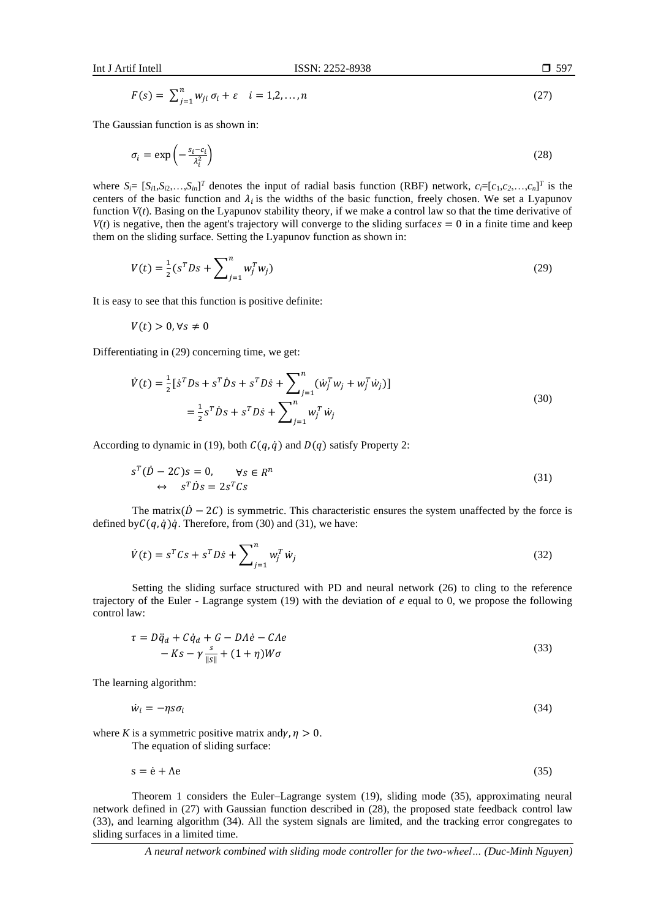$$F(s) = \sum_{j=1}^{n} w_{ji}\,\sigma_i + \varepsilon \quad i = 1,2,\ldots,n \tag{27}$$

The Gaussian function is as shown in:

$$\sigma_i = \exp\left(-\frac{s_i - c_i}{\lambda_i^2}\right) \tag{28}$$

where $S_i = [S_{i1}, S_{i2}, \ldots, S_{in}]^T$ denotes the input of radial basis function (RBF) network, $c_i = [c_1, c_2, \ldots, c_n]^T$ is the centers of the basic function and $\lambda_i$ is the widths of the basic function, freely chosen. We set a Lyapunov function $V(t)$. Basing on the Lyapunov stability theory, if we make a control law so that the time derivative of $V(t)$ is negative, then the agent's trajectory will converge to the sliding surface $s = 0$ in a finite time and keep them on the sliding surface. Setting the Lyapunov function as shown in:

$$V(t) = \frac{1}{2}\left(s^T D s + \sum_{j=1}^{n} w_j^T w_j\right) \tag{29}$$

It is easy to see that this function is positive definite:

$$V(t) > 0, \forall s \neq 0$$

Differentiating in (29) concerning time, we get:

$$\begin{aligned} \dot{V}(t) &= \frac{1}{2}\left[\dot{s}^T D s + s^T \dot{D} s + s^T D \dot{s} + \sum_{j=1}^{n} (\dot{w}_j^T w_j + w_j^T \dot{w}_j)\right] \\ &= \frac{1}{2} s^T \dot{D} s + s^T D \dot{s} + \sum_{j=1}^{n} w_j^T \dot{w}_j \end{aligned} \tag{30}$$

According to dynamic in (19), both $C(q, \dot{q})$ and $D(q)$ satisfy Property 2:

$$\begin{aligned} s^T(\dot{D} - 2C)s = 0, \qquad \forall s \in R^n \\ \leftrightarrow \quad s^T \dot{D} s = 2 s^T C s \end{aligned} \tag{31}$$

The matrix $(\dot{D} - 2C)$ is symmetric. This characteristic ensures the system unaffected by the force is defined by $C(q, \dot{q})\dot{q}$. Therefore, from (30) and (31), we have:

$$\dot{V}(t) = s^T C s + s^T D \dot{s} + \sum_{j=1}^{n} w_j^T \dot{w}_j \tag{32}$$

Setting the sliding surface structured with PD and neural network (26) to cling to the reference trajectory of the Euler - Lagrange system (19) with the deviation of $e$ equal to 0, we propose the following control law:

$$\begin{aligned} \tau = D\ddot{q}_d + C\dot{q}_d + G - D\Lambda\dot{e} - C\Lambda e \\ - Ks - \gamma \frac{s}{\|s\|} + (1 + \eta)W\sigma \end{aligned} \tag{33}$$

The learning algorithm:

$$\dot{w}_i = -\eta s \sigma_i \tag{34}$$

where $K$ is a symmetric positive matrix and $\gamma, \eta > 0$.

The equation of sliding surface:

$$s = \dot{e} + \Lambda e \tag{35}$$

Theorem 1 considers the Euler–Lagrange system (19), sliding mode (35), approximating neural network defined in (27) with Gaussian function described in (28), the proposed state feedback control law (33), and learning algorithm (34). All the system signals are limited, and the tracking error congregates to sliding surfaces in a limited time.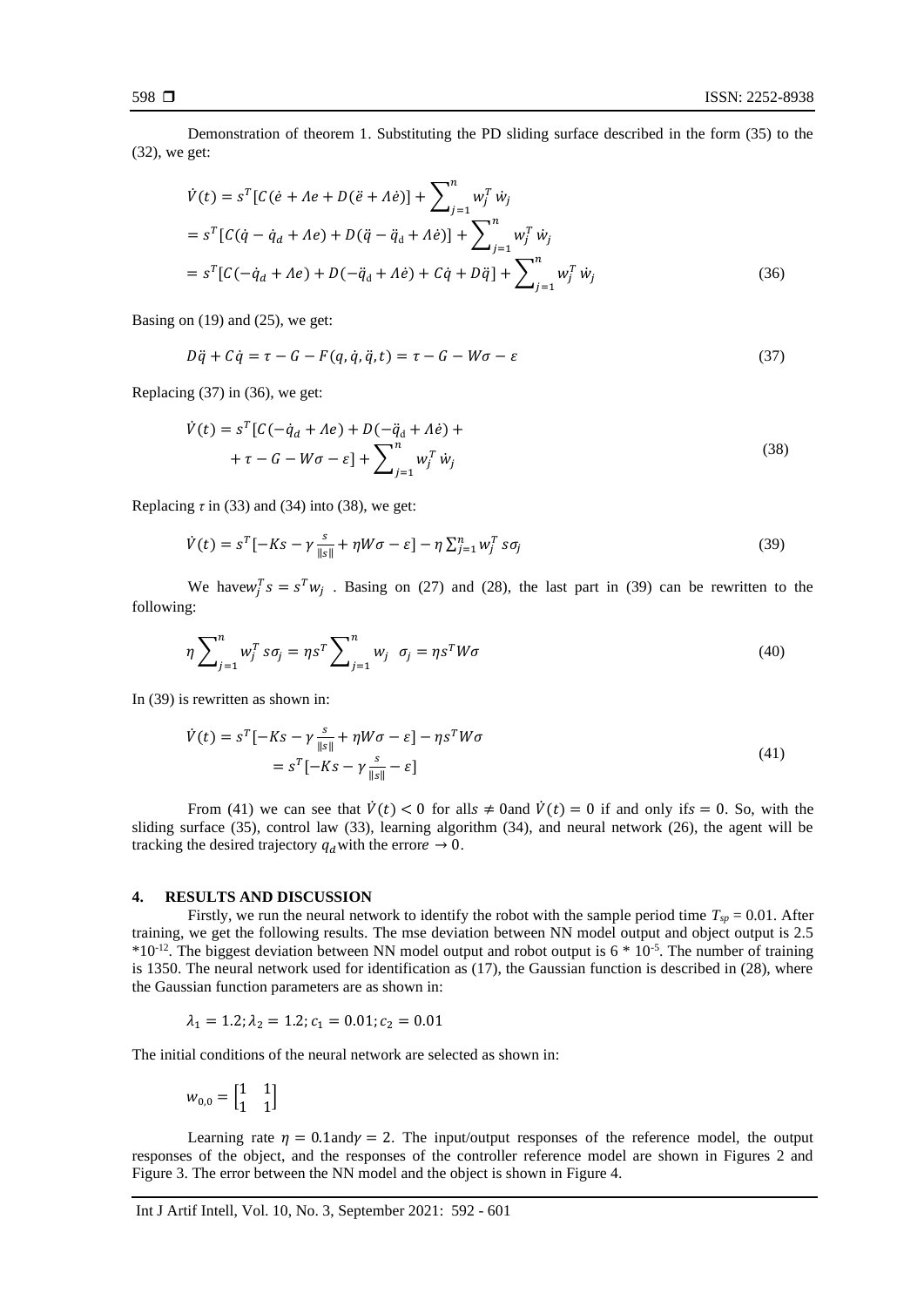Demonstration of theorem 1. Substituting the PD sliding surface described in the form (35) to the (32), we get:

$$
\begin{aligned}
\dot{V}(t) &= s^T[C(\dot{e} + \Lambda e + D(\ddot{e} + \Lambda \dot{e})] + \sum_{j=1}^{n} w_j^T \dot{w}_j \\
&= s^T[C(\dot{q} - \dot{q}_d + \Lambda e) + D(\ddot{q} - \ddot{q}_d + \Lambda \dot{e})] + \sum_{j=1}^{n} w_j^T \dot{w}_j \\
&= s^T[C(-\dot{q}_d + \Lambda e) + D(-\ddot{q}_d + \Lambda \dot{e}) + C\dot{q} + D\ddot{q}] + \sum_{j=1}^{n} w_j^T \dot{w}_j
\end{aligned} \tag{36}
$$

Basing on (19) and (25), we get:

$$
D\ddot{q} + C\dot{q} = \tau - G - F(q, \dot{q}, \ddot{q}, t) = \tau - G - W\sigma - \varepsilon \tag{37}
$$

Replacing (37) in (36), we get:

$$
\begin{aligned}
\dot{V}(t) = s^T[C(-\dot{q}_d + \Lambda e) + D(-\ddot{q}_d + \Lambda \dot{e}) + \\
+ \tau - G - W\sigma - \varepsilon] + \sum_{j=1}^{n} w_j^T \dot{w}_j
\end{aligned} \tag{38}
$$

Replacing $\tau$ in (33) and (34) into (38), we get:

$$
\dot{V}(t) = s^T[-Ks - \gamma \frac{s}{\|s\|} + \eta W\sigma - \varepsilon] - \eta \sum_{j=1}^{n} w_j^T s\sigma_j \tag{39}
$$

We have $w_j^T s = s^T w_j$ . Basing on (27) and (28), the last part in (39) can be rewritten to the following:

$$
\eta \sum_{j=1}^{n} w_j^T s\sigma_j = \eta s^T \sum_{j=1}^{n} w_j \ \ \sigma_j = \eta s^T W\sigma \tag{40}
$$

In (39) is rewritten as shown in:

$$
\begin{aligned}
\dot{V}(t) &= s^T[-Ks - \gamma \frac{s}{\|s\|} + \eta W\sigma - \varepsilon] - \eta s^T W\sigma \\
&= s^T[-Ks - \gamma \frac{s}{\|s\|} - \varepsilon]
\end{aligned} \tag{41}
$$

From (41) we can see that $\dot{V}(t) < 0$ for all $s \neq 0$ and $\dot{V}(t) = 0$ if and only if $s = 0$. So, with the sliding surface (35), control law (33), learning algorithm (34), and neural network (26), the agent will be tracking the desired trajectory $q_d$ with the error $e \to 0$.

## 4. RESULTS AND DISCUSSION

Firstly, we run the neural network to identify the robot with the sample period time $T_{sp} = 0.01$. After training, we get the following results. The mse deviation between NN model output and object output is 2.5 $*10^{-12}$. The biggest deviation between NN model output and robot output is $6 * 10^{-5}$. The number of training is 1350. The neural network used for identification as (17), the Gaussian function is described in (28), where the Gaussian function parameters are as shown in:

$$
\lambda_1 = 1.2; \lambda_2 = 1.2; c_1 = 0.01; c_2 = 0.01
$$

The initial conditions of the neural network are selected as shown in:

$$
w_{0,0} = \begin{bmatrix} 1 & 1 \\ 1 & 1 \end{bmatrix}
$$

Learning rate $\eta = 0.1$ and $\gamma = 2$. The input/output responses of the reference model, the output responses of the object, and the responses of the controller reference model are shown in Figures 2 and Figure 3. The error between the NN model and the object is shown in Figure 4.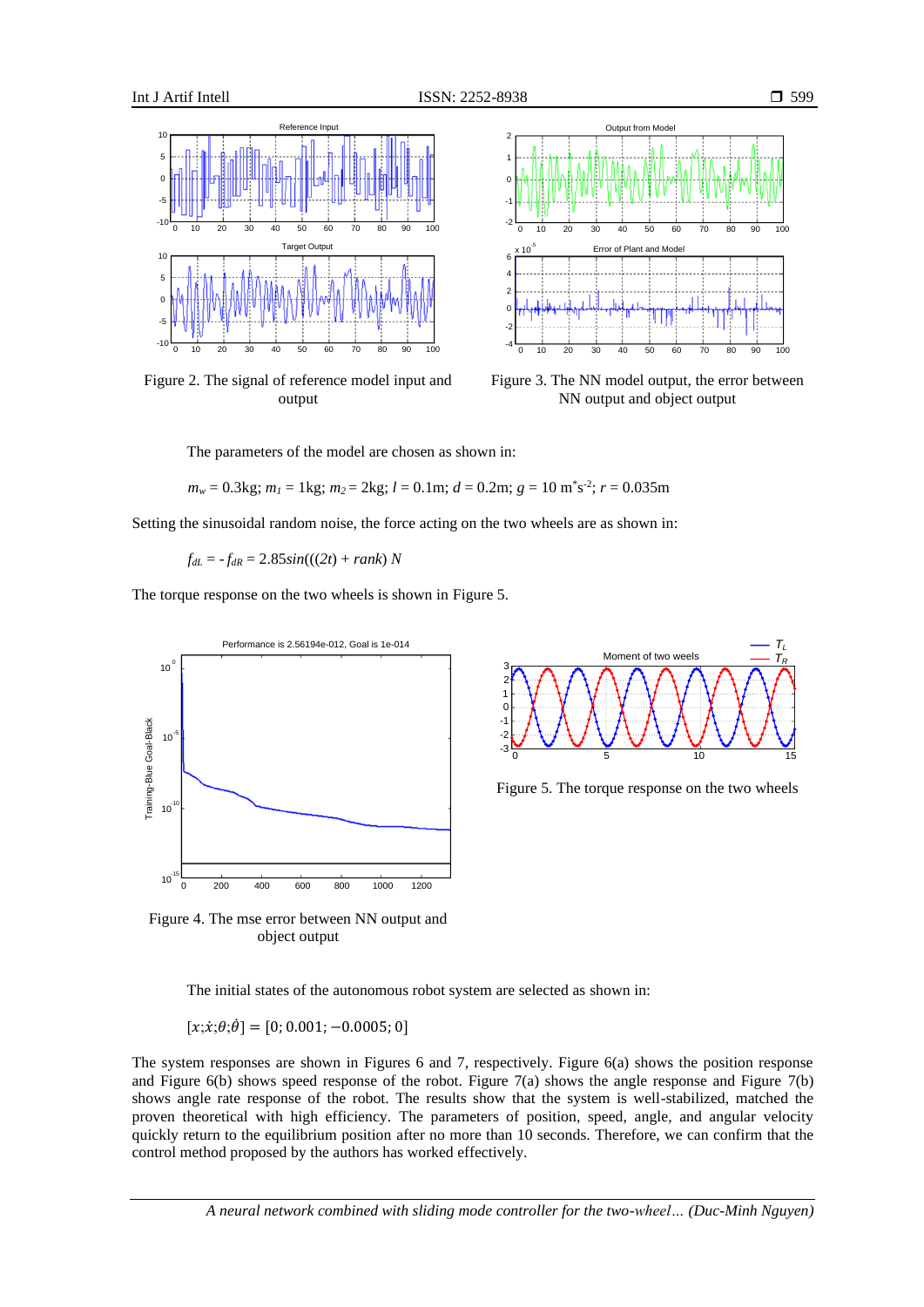Figure 2. The signal of reference model input and output

Figure 3. The NN model output, the error between NN output and object output

The parameters of the model are chosen as shown in:

$m_w = 0.3\text{kg}$; $m_1 = 1\text{kg}$; $m_2 = 2\text{kg}$; $l = 0.1\text{m}$; $d = 0.2\text{m}$; $g = 10\ \text{m}^*\text{s}^{-2}$; $r = 0.035\text{m}$

Setting the sinusoidal random noise, the force acting on the two wheels are as shown in:

$f_{dL} = -f_{dR} = 2.85sin(((2t) + rank)\ N$

The torque response on the two wheels is shown in Figure 5.

Figure 4. The mse error between NN output and object output

Figure 5. The torque response on the two wheels

The initial states of the autonomous robot system are selected as shown in:

$[x;\dot{x};\theta;\dot{\theta}] = [0; 0.001; -0.0005; 0]$

The system responses are shown in Figures 6 and 7, respectively. Figure 6(a) shows the position response and Figure 6(b) shows speed response of the robot. Figure 7(a) shows the angle response and Figure 7(b) shows angle rate response of the robot. The results show that the system is well-stabilized, matched the proven theoretical with high efficiency. The parameters of position, speed, angle, and angular velocity quickly return to the equilibrium position after no more than 10 seconds. Therefore, we can confirm that the control method proposed by the authors has worked effectively.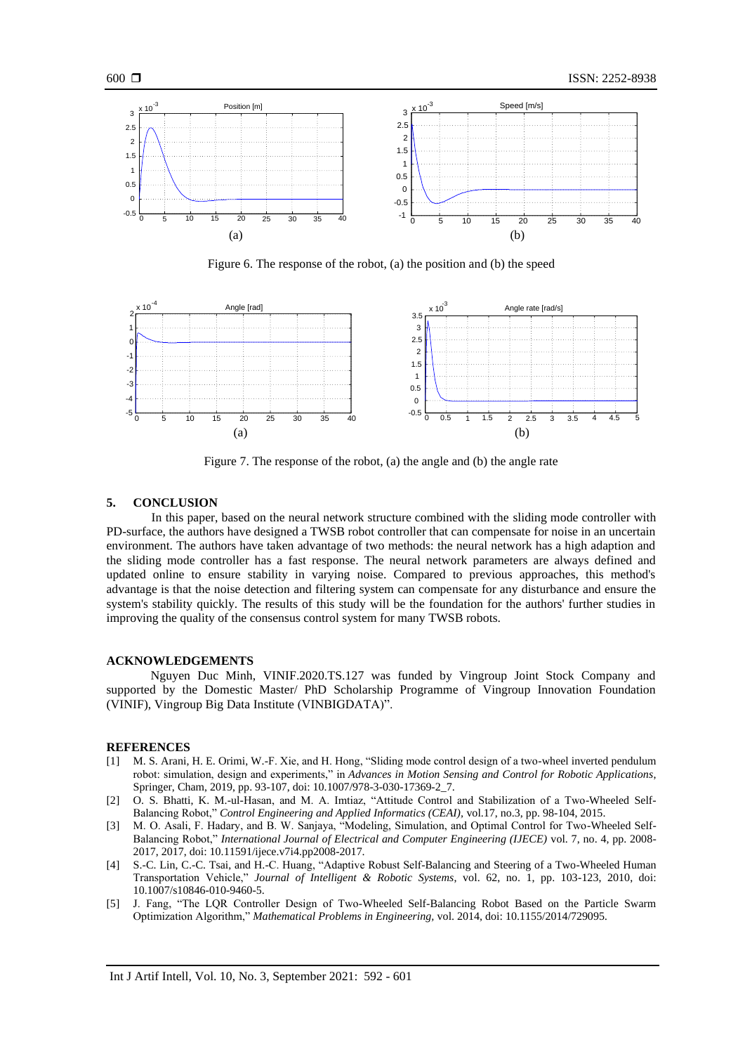Figure 6. The response of the robot, (a) the position and (b) the speed

Figure 7. The response of the robot, (a) the angle and (b) the angle rate

## 5. CONCLUSION

In this paper, based on the neural network structure combined with the sliding mode controller with PD-surface, the authors have designed a TWSB robot controller that can compensate for noise in an uncertain environment. The authors have taken advantage of two methods: the neural network has a high adaption and the sliding mode controller has a fast response. The neural network parameters are always defined and updated online to ensure stability in varying noise. Compared to previous approaches, this method's advantage is that the noise detection and filtering system can compensate for any disturbance and ensure the system's stability quickly. The results of this study will be the foundation for the authors' further studies in improving the quality of the consensus control system for many TWSB robots.

## ACKNOWLEDGEMENTS

Nguyen Duc Minh, VINIF.2020.TS.127 was funded by Vingroup Joint Stock Company and supported by the Domestic Master/ PhD Scholarship Programme of Vingroup Innovation Foundation (VINIF), Vingroup Big Data Institute (VINBIGDATA)".

## REFERENCES

[1] M. S. Arani, H. E. Orimi, W.-F. Xie, and H. Hong, "Sliding mode control design of a two-wheel inverted pendulum robot: simulation, design and experiments," in *Advances in Motion Sensing and Control for Robotic Applications*, Springer, Cham, 2019, pp. 93-107, doi: 10.1007/978-3-030-17369-2_7.

[2] O. S. Bhatti, K. M.-ul-Hasan, and M. A. Imtiaz, "Attitude Control and Stabilization of a Two-Wheeled Self-Balancing Robot," *Control Engineering and Applied Informatics (CEAI)*, vol.17, no.3, pp. 98-104, 2015.

[3] M. O. Asali, F. Hadary, and B. W. Sanjaya, "Modeling, Simulation, and Optimal Control for Two-Wheeled Self-Balancing Robot," *International Journal of Electrical and Computer Engineering (IJECE)* vol. 7, no. 4, pp. 2008-2017, 2017, doi: 10.11591/ijece.v7i4.pp2008-2017.

[4] S.-C. Lin, C.-C. Tsai, and H.-C. Huang, "Adaptive Robust Self-Balancing and Steering of a Two-Wheeled Human Transportation Vehicle," *Journal of Intelligent & Robotic Systems*, vol. 62, no. 1, pp. 103-123, 2010, doi: 10.1007/s10846-010-9460-5.

[5] J. Fang, "The LQR Controller Design of Two-Wheeled Self-Balancing Robot Based on the Particle Swarm Optimization Algorithm," *Mathematical Problems in Engineering*, vol. 2014, doi: 10.1155/2014/729095.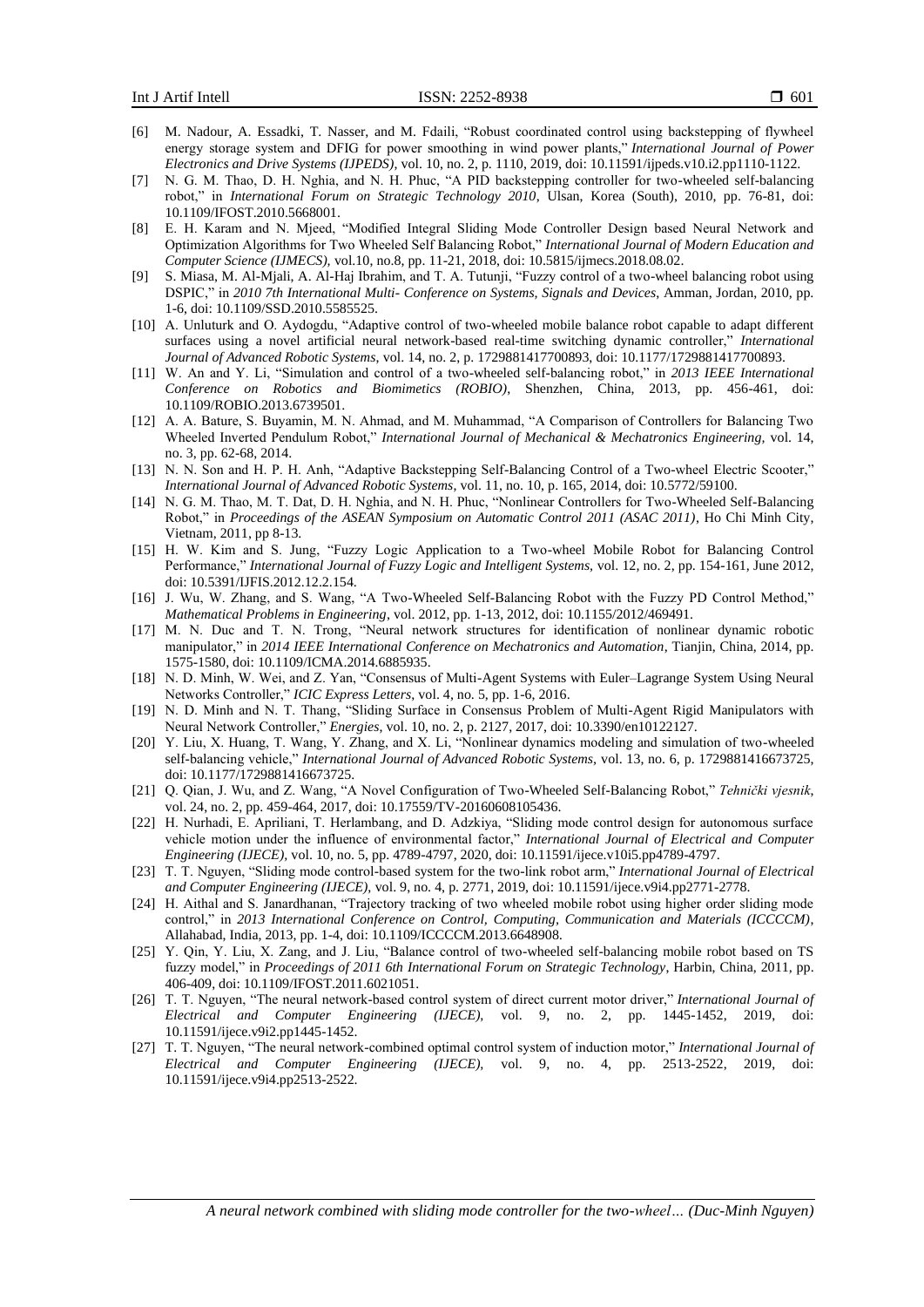[6] M. Nadour, A. Essadki, T. Nasser, and M. Fdaili, "Robust coordinated control using backstepping of flywheel energy storage system and DFIG for power smoothing in wind power plants," *International Journal of Power Electronics and Drive Systems (IJPEDS)*, vol. 10, no. 2, p. 1110, 2019, doi: 10.11591/ijpeds.v10.i2.pp1110-1122.

[7] N. G. M. Thao, D. H. Nghia, and N. H. Phuc, "A PID backstepping controller for two-wheeled self-balancing robot," in *International Forum on Strategic Technology 2010*, Ulsan, Korea (South), 2010, pp. 76-81, doi: 10.1109/IFOST.2010.5668001.

[8] E. H. Karam and N. Mjeed, "Modified Integral Sliding Mode Controller Design based Neural Network and Optimization Algorithms for Two Wheeled Self Balancing Robot," *International Journal of Modern Education and Computer Science (IJMECS)*, vol.10, no.8, pp. 11-21, 2018, doi: 10.5815/ijmecs.2018.08.02.

[9] S. Miasa, M. Al-Mjali, A. Al-Haj Ibrahim, and T. A. Tutunji, "Fuzzy control of a two-wheel balancing robot using DSPIC," in *2010 7th International Multi- Conference on Systems, Signals and Devices*, Amman, Jordan, 2010, pp. 1-6, doi: 10.1109/SSD.2010.5585525.

[10] A. Unluturk and O. Aydogdu, "Adaptive control of two-wheeled mobile balance robot capable to adapt different surfaces using a novel artificial neural network-based real-time switching dynamic controller," *International Journal of Advanced Robotic Systems*, vol. 14, no. 2, p. 1729881417700893, doi: 10.1177/1729881417700893.

[11] W. An and Y. Li, "Simulation and control of a two-wheeled self-balancing robot," in *2013 IEEE International Conference on Robotics and Biomimetics (ROBIO)*, Shenzhen, China, 2013, pp. 456-461, doi: 10.1109/ROBIO.2013.6739501.

[12] A. A. Bature, S. Buyamin, M. N. Ahmad, and M. Muhammad, "A Comparison of Controllers for Balancing Two Wheeled Inverted Pendulum Robot," *International Journal of Mechanical & Mechatronics Engineering,* vol. 14, no. 3, pp. 62-68, 2014.

[13] N. N. Son and H. P. H. Anh, "Adaptive Backstepping Self-Balancing Control of a Two-wheel Electric Scooter," *International Journal of Advanced Robotic Systems*, vol. 11, no. 10, p. 165, 2014, doi: 10.5772/59100.

[14] N. G. M. Thao, M. T. Dat, D. H. Nghia, and N. H. Phuc, "Nonlinear Controllers for Two-Wheeled Self-Balancing Robot," in *Proceedings of the ASEAN Symposium on Automatic Control 2011 (ASAC 2011)*, Ho Chi Minh City, Vietnam, 2011, pp 8-13.

[15] H. W. Kim and S. Jung, "Fuzzy Logic Application to a Two-wheel Mobile Robot for Balancing Control Performance," *International Journal of Fuzzy Logic and Intelligent Systems,* vol. 12, no. 2, pp. 154-161, June 2012, doi: 10.5391/IJFIS.2012.12.2.154.

[16] J. Wu, W. Zhang, and S. Wang, "A Two-Wheeled Self-Balancing Robot with the Fuzzy PD Control Method," *Mathematical Problems in Engineering*, vol. 2012, pp. 1-13, 2012, doi: 10.1155/2012/469491.

[17] M. N. Duc and T. N. Trong, "Neural network structures for identification of nonlinear dynamic robotic manipulator," in *2014 IEEE International Conference on Mechatronics and Automation*, Tianjin, China, 2014, pp. 1575-1580, doi: 10.1109/ICMA.2014.6885935.

[18] N. D. Minh, W. Wei, and Z. Yan, "Consensus of Multi-Agent Systems with Euler–Lagrange System Using Neural Networks Controller," *ICIC Express Letters*, vol. 4, no. 5, pp. 1-6, 2016.

[19] N. D. Minh and N. T. Thang, "Sliding Surface in Consensus Problem of Multi-Agent Rigid Manipulators with Neural Network Controller," *Energies*, vol. 10, no. 2, p. 2127, 2017, doi: 10.3390/en10122127.

[20] Y. Liu, X. Huang, T. Wang, Y. Zhang, and X. Li, "Nonlinear dynamics modeling and simulation of two-wheeled self-balancing vehicle," *International Journal of Advanced Robotic Systems*, vol. 13, no. 6, p. 1729881416673725, doi: 10.1177/1729881416673725.

[21] Q. Qian, J. Wu, and Z. Wang, "A Novel Configuration of Two-Wheeled Self-Balancing Robot," *Tehnički vjesnik*, vol. 24, no. 2, pp. 459-464, 2017, doi: 10.17559/TV-20160608105436.

[22] H. Nurhadi, E. Apriliani, T. Herlambang, and D. Adzkiya, "Sliding mode control design for autonomous surface vehicle motion under the influence of environmental factor," *International Journal of Electrical and Computer Engineering (IJECE),* vol. 10, no. 5, pp. 4789-4797, 2020, doi: 10.11591/ijece.v10i5.pp4789-4797.

[23] T. T. Nguyen, "Sliding mode control-based system for the two-link robot arm," *International Journal of Electrical and Computer Engineering (IJECE),* vol. 9, no. 4, p. 2771, 2019, doi: 10.11591/ijece.v9i4.pp2771-2778.

[24] H. Aithal and S. Janardhanan, "Trajectory tracking of two wheeled mobile robot using higher order sliding mode control," in *2013 International Conference on Control, Computing, Communication and Materials (ICCCCM)*, Allahabad, India, 2013, pp. 1-4, doi: 10.1109/ICCCCM.2013.6648908.

[25] Y. Qin, Y. Liu, X. Zang, and J. Liu, "Balance control of two-wheeled self-balancing mobile robot based on TS fuzzy model," in *Proceedings of 2011 6th International Forum on Strategic Technology*, Harbin, China, 2011, pp. 406-409, doi: 10.1109/IFOST.2011.6021051.

[26] T. T. Nguyen, "The neural network-based control system of direct current motor driver," *International Journal of Electrical and Computer Engineering (IJECE),* vol. 9, no. 2, pp. 1445-1452, 2019, doi: 10.11591/ijece.v9i2.pp1445-1452.

[27] T. T. Nguyen, "The neural network-combined optimal control system of induction motor," *International Journal of Electrical and Computer Engineering (IJECE),* vol. 9, no. 4, pp. 2513-2522, 2019, doi: 10.11591/ijece.v9i4.pp2513-2522.